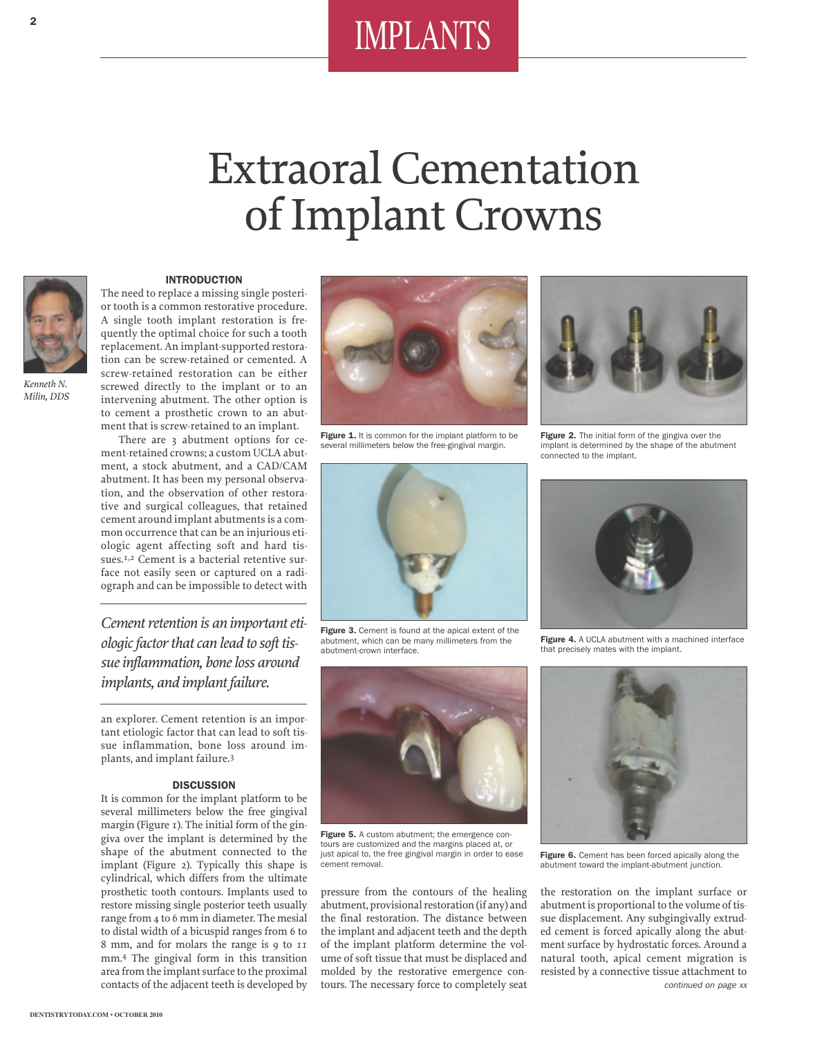# Extraoral Cementation of Implant Crowns

Kenneth N. Milin, DDS

## INTRODUCTION

The need to replace a missing single posterior tooth is a common restorative procedure. A single tooth implant restoration is frequently the optimal choice for such a tooth replacement. An implant-supported restoration can be screw-retained or cemented. A screw-retained restoration can be either screwed directly to the implant or to an intervening abutment. The other option is to cement a prosthetic crown to an abutment that is screw-retained to an implant.

There are 3 abutment options for cement-retained crowns; a custom UCLA abutment, a stock abutment, and a CAD/CAM abutment. It has been my personal observation, and the observation of other restorative and surgical colleagues, that retained cement around implant abutments is a common occurrence that can be an injurious etiologic agent affecting soft and hard tissues.[1,2] Cement is a bacterial retentive surface not easily seen or captured on a radiograph and can be impossible to detect with an explorer. Cement retention is an important etiologic factor that can lead to soft tissue inflammation, bone loss around implants, and implant failure.[3]

*Cement retention is an important etiologic factor that can lead to soft tissue inflammation, bone loss around implants, and implant failure.*

## DISCUSSION

It is common for the implant platform to be several millimeters below the free gingival margin (Figure 1). The initial form of the gingiva over the implant is determined by the shape of the abutment connected to the implant (Figure 2). Typically this shape is cylindrical, which differs from the ultimate prosthetic tooth contours. Implants used to restore missing single posterior teeth usually range from 4 to 6 mm in diameter. The mesial to distal width of a bicuspid ranges from 6 to 8 mm, and for molars the range is 9 to 11 mm.[4] The gingival form in this transition area from the implant surface to the proximal contacts of the adjacent teeth is developed by pressure from the contours of the healing abutment, provisional restoration (if any) and the final restoration. The distance between the implant and adjacent teeth and the depth of the implant platform determine the volume of soft tissue that must be displaced and molded by the restorative emergence contours. The necessary force to completely seat the restoration on the implant surface or abutment is proportional to the volume of tissue displacement. Any subgingivally extruded cement is forced apically along the abutment surface by hydrostatic forces. Around a natural tooth, apical cement migration is resisted by a connective tissue attachment to

*continued on page xx*

**Figure 1.** It is common for the implant platform to be several millimeters below the free-gingival margin.

**Figure 2.** The initial form of the gingiva over the implant is determined by the shape of the abutment connected to the implant.

**Figure 3.** Cement is found at the apical extent of the abutment, which can be many millimeters from the abutment-crown interface.

**Figure 4.** A UCLA abutment with a machined interface that precisely mates with the implant.

**Figure 5.** A custom abutment; the emergence contours are customized and the margins placed at, or just apical to, the free gingival margin in order to ease cement removal.

**Figure 6.** Cement has been forced apically along the abutment toward the implant-abutment junction.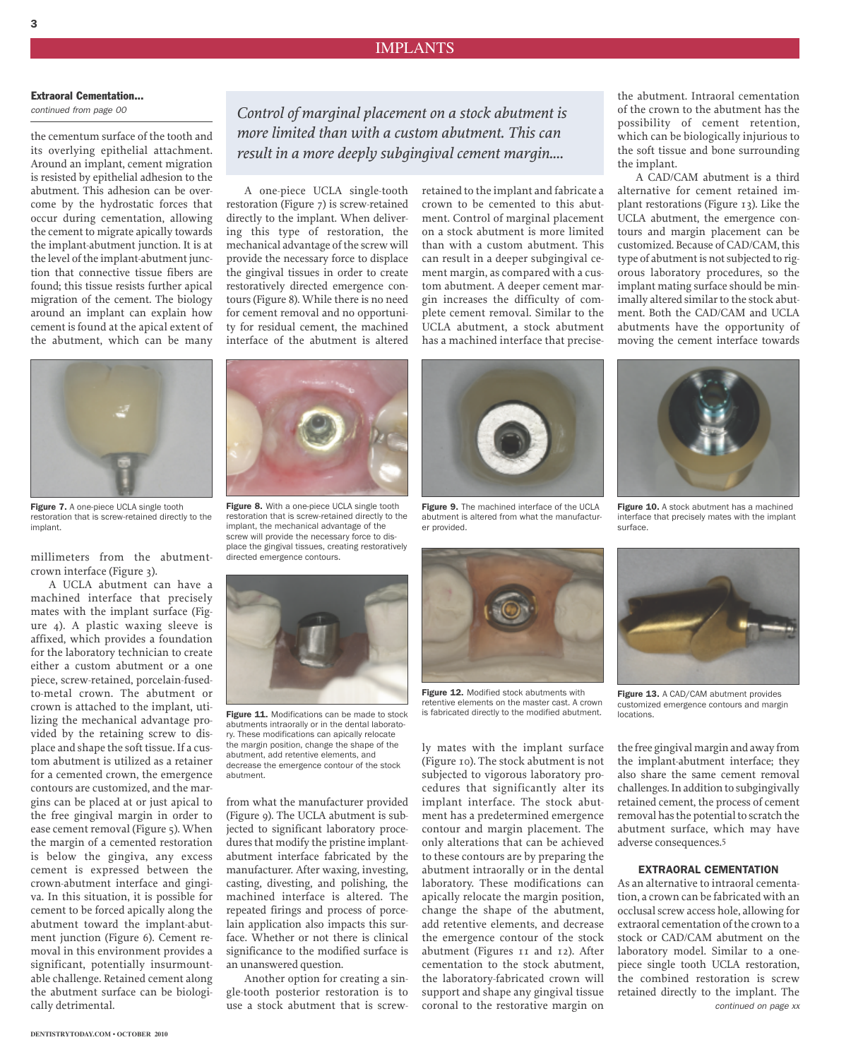**Extraoral Cementation...**

*continued from page 00*

the cementum surface of the tooth and its overlying epithelial attachment. Around an implant, cement migration is resisted by epithelial adhesion to the abutment. This adhesion can be overcome by the hydrostatic forces that occur during cementation, allowing the cement to migrate apically towards the implant-abutment junction. It is at the level of the implant-abutment junction that connective tissue fibers are found; this tissue resists further apical migration of the cement. The biology around an implant can explain how cement is found at the apical extent of the abutment, which can be many millimeters from the abutment-crown interface (Figure 3).

A UCLA abutment can have a machined interface that precisely mates with the implant surface (Figure 4). A plastic waxing sleeve is affixed, which provides a foundation for the laboratory technician to create either a custom abutment or a one piece, screw-retained, porcelain-fused-to-metal crown. The abutment or crown is attached to the implant, utilizing the mechanical advantage provided by the retaining screw to displace and shape the soft tissue. If a custom abutment is utilized as a retainer for a cemented crown, the emergence contours are customized, and the margins can be placed at or just apical to the free gingival margin in order to ease cement removal (Figure 5). When the margin of a cemented restoration is below the gingiva, any excess cement is expressed between the crown-abutment interface and gingiva. In this situation, it is possible for cement to be forced apically along the abutment toward the implant-abutment junction (Figure 6). Cement removal in this environment provides a significant, potentially insurmountable challenge. Retained cement along the abutment surface can be biologically detrimental.

*Control of marginal placement on a stock abutment is more limited than with a custom abutment. This can result in a more deeply subgingival cement margin....*

A one-piece UCLA single-tooth restoration (Figure 7) is screw-retained directly to the implant. When delivering this type of restoration, the mechanical advantage of the screw will provide the necessary force to displace the gingival tissues in order to create restoratively directed emergence contours (Figure 8). While there is no need for cement removal and no opportunity for residual cement, the machined interface of the abutment is altered from what the manufacturer provided (Figure 9). The UCLA abutment is subjected to significant laboratory procedures that modify the pristine implant-abutment interface fabricated by the manufacturer. After waxing, investing, casting, divesting, and polishing, the machined interface is altered. The repeated firings and process of porcelain application also impacts this surface. Whether or not there is clinical significance to the modified surface is an unanswered question.

Another option for creating a single-tooth posterior restoration is to use a stock abutment that is screw-retained to the implant and fabricate a crown to be cemented to this abutment. Control of marginal placement on a stock abutment is more limited than with a custom abutment. This can result in a deeper subgingival cement margin, as compared with a custom abutment. A deeper cement margin increases the difficulty of complete cement removal. Similar to the UCLA abutment, a stock abutment has a machined interface that precisely mates with the implant surface (Figure 10). The stock abutment is not subjected to vigorous laboratory procedures that significantly alter its implant interface. The stock abutment has a predetermined emergence contour and margin placement. The only alterations that can be achieved to these contours are by preparing the abutment intraorally or in the dental laboratory. These modifications can apically relocate the margin position, change the shape of the abutment, add retentive elements, and decrease the emergence contour of the stock abutment (Figures 11 and 12). After cementation to the stock abutment, the laboratory-fabricated crown will support and shape any gingival tissue coronal to the restorative margin on the abutment. Intraoral cementation of the crown to the abutment has the possibility of cement retention, which can be biologically injurious to the soft tissue and bone surrounding the implant.

A CAD/CAM abutment is a third alternative for cement retained implant restorations (Figure 13). Like the UCLA abutment, the emergence contours and margin placement can be customized. Because of CAD/CAM, this type of abutment is not subjected to rigorous laboratory procedures, so the implant mating surface should be minimally altered similar to the stock abutment. Both the CAD/CAM and UCLA abutments have the opportunity of moving the cement interface towards the free gingival margin and away from the implant-abutment interface; they also share the same cement removal challenges. In addition to subgingivally retained cement, the process of cement removal has the potential to scratch the abutment surface, which may have adverse consequences.[5]

**Figure 7.** A one-piece UCLA single tooth restoration that is screw-retained directly to the implant.

**Figure 8.** With a one-piece UCLA single tooth restoration that is screw-retained directly to the implant, the mechanical advantage of the screw will provide the necessary force to displace the gingival tissues, creating restoratively directed emergence contours.

**Figure 9.** The machined interface of the UCLA abutment is altered from what the manufacturer provided.

**Figure 10.** A stock abutment has a machined interface that precisely mates with the implant surface.

**Figure 11.** Modifications can be made to stock abutments intraorally or in the dental laboratory. These modifications can apically relocate the margin position, change the shape of the abutment, add retentive elements, and decrease the emergence contour of the stock abutment.

**Figure 12.** Modified stock abutments with retentive elements on the master cast. A crown is fabricated directly to the modified abutment.

**Figure 13.** A CAD/CAM abutment provides customized emergence contours and margin locations.

## EXTRAORAL CEMENTATION

As an alternative to intraoral cementation, a crown can be fabricated with an occlusal screw access hole, allowing for extraoral cementation of the crown to a stock or CAD/CAM abutment on the laboratory model. Similar to a one-piece single tooth UCLA restoration, the combined restoration is screw retained directly to the implant. The

*continued on page xx*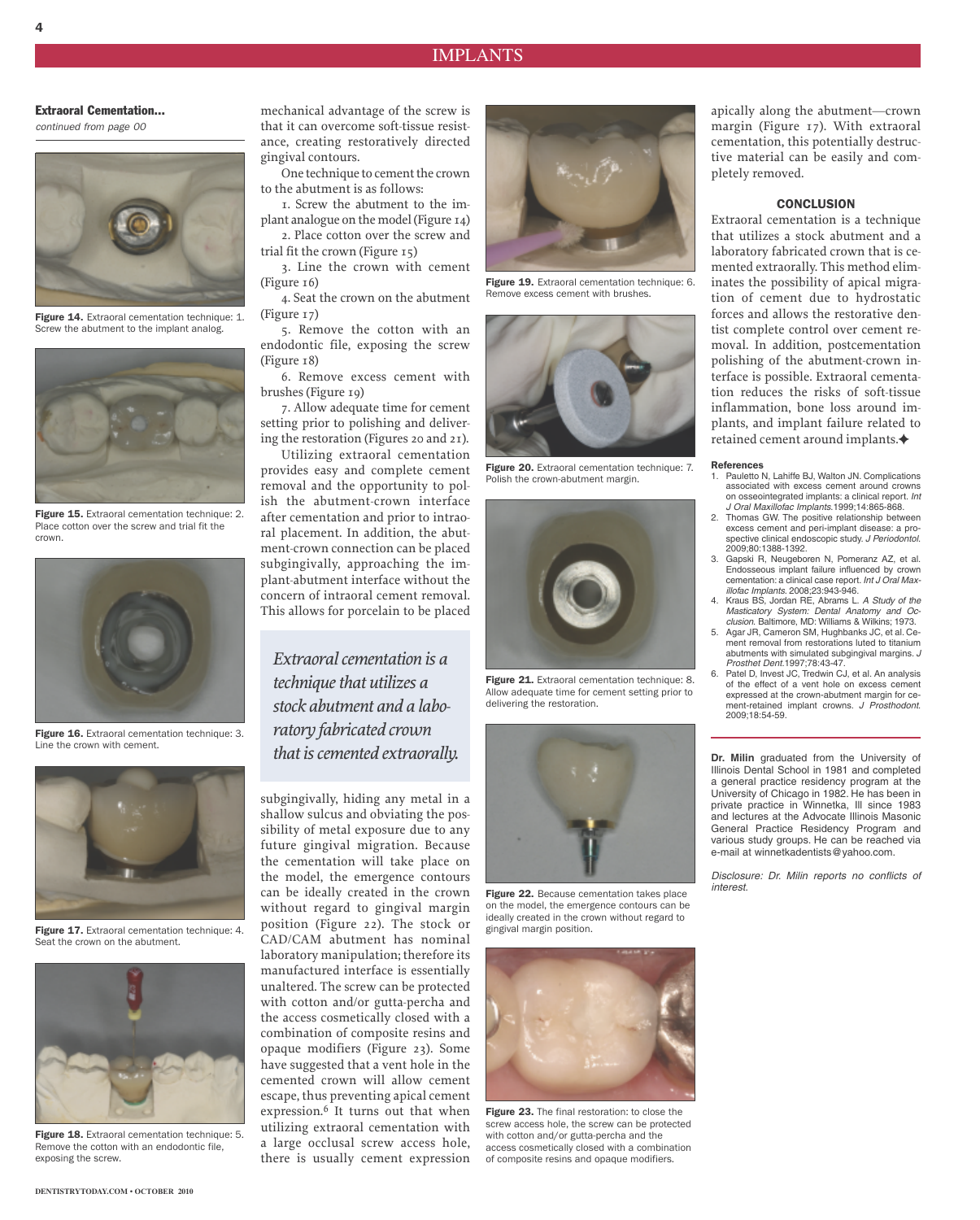## Extraoral Cementation...

*continued from page 00*

Figure 14. Extraoral cementation technique: 1. Screw the abutment to the implant analog.

Figure 15. Extraoral cementation technique: 2. Place cotton over the screw and trial fit the crown.

Figure 16. Extraoral cementation technique: 3. Line the crown with cement.

Figure 17. Extraoral cementation technique: 4. Seat the crown on the abutment.

Figure 18. Extraoral cementation technique: 5. Remove the cotton with an endodontic file, exposing the screw.

mechanical advantage of the screw is that it can overcome soft-tissue resistance, creating restoratively directed gingival contours.

One technique to cement the crown to the abutment is as follows:

1. Screw the abutment to the implant analogue on the model (Figure 14)
2. Place cotton over the screw and trial fit the crown (Figure 15)
3. Line the crown with cement (Figure 16)
4. Seat the crown on the abutment (Figure 17)
5. Remove the cotton with an endodontic file, exposing the screw (Figure 18)
6. Remove excess cement with brushes (Figure 19)
7. Allow adequate time for cement setting prior to polishing and delivering the restoration (Figures 20 and 21).

Utilizing extraoral cementation provides easy and complete cement removal and the opportunity to polish the abutment-crown interface after cementation and prior to intraoral placement. In addition, the abutment-crown connection can be placed subgingivally, approaching the implant-abutment interface without the concern of intraoral cement removal. This allows for porcelain to be placed

> *Extraoral cementation is a technique that utilizes a stock abutment and a laboratory fabricated crown that is cemented extraorally.*

subgingivally, hiding any metal in a shallow sulcus and obviating the possibility of metal exposure due to any future gingival migration. Because the cementation will take place on the model, the emergence contours can be ideally created in the crown without regard to gingival margin position (Figure 22). The stock or CAD/CAM abutment has nominal laboratory manipulation; therefore its manufactured interface is essentially unaltered. The screw can be protected with cotton and/or gutta-percha and the access cosmetically closed with a combination of composite resins and opaque modifiers (Figure 23). Some have suggested that a vent hole in the cemented crown will allow cement escape, thus preventing apical cement expression.[6] It turns out that when utilizing extraoral cementation with a large occlusal screw access hole, there is usually cement expression apically along the abutment—crown margin (Figure 17). With extraoral cementation, this potentially destructive material can be easily and completely removed.

Figure 19. Extraoral cementation technique: 6. Remove excess cement with brushes.

Figure 20. Extraoral cementation technique: 7. Polish the crown-abutment margin.

Figure 21. Extraoral cementation technique: 8. Allow adequate time for cement setting prior to delivering the restoration.

Figure 22. Because cementation takes place on the model, the emergence contours can be ideally created in the crown without regard to gingival margin position.

Figure 23. The final restoration: to close the screw access hole, the screw can be protected with cotton and/or gutta-percha and the access cosmetically closed with a combination of composite resins and opaque modifiers.

### CONCLUSION

Extraoral cementation is a technique that utilizes a stock abutment and a laboratory fabricated crown that is cemented extraorally. This method eliminates the possibility of apical migration of cement due to hydrostatic forces and allows the restorative dentist complete control over cement removal. In addition, postcementation polishing of the abutment-crown interface is possible. Extraoral cementation reduces the risks of soft-tissue inflammation, bone loss around implants, and implant failure related to retained cement around implants.✦

#### References

1. Pauletto N, Lahiffe BJ, Walton JN. Complications associated with excess cement around crowns on osseointegrated implants: a clinical report. *Int J Oral Maxillofac Implants.* 1999;14:865-868.
2. Thomas GW. The positive relationship between excess cement and peri-implant disease: a prospective clinical endoscopic study. *J Periodontol.* 2009;80:1388-1392.
3. Gapski R, Neugeboren N, Pomeranz AZ, et al. Endosseous implant failure influenced by crown cementation: a clinical case report. *Int J Oral Maxillofac Implants.* 2008;23:943-946.
4. Kraus BS, Jordan RE, Abrams L. *A Study of the Masticatory System: Dental Anatomy and Occlusion.* Baltimore, MD: Williams & Wilkins; 1973.
5. Agar JR, Cameron SM, Hughbanks JC, et al. Cement removal from restorations luted to titanium abutments with simulated subgingival margins. *J Prosthet Dent.* 1997;78:43-47.
6. Patel D, Invest JC, Tredwin CJ, et al. An analysis of the effect of a vent hole on excess cement expressed at the crown-abutment margin for cement-retained implant crowns. *J Prosthodont.* 2009;18:54-59.

**Dr. Milin** graduated from the University of Illinois Dental School in 1981 and completed a general practice residency program at the University of Chicago in 1982. He has been in private practice in Winnetka, Ill since 1983 and lectures at the Advocate Illinois Masonic General Practice Residency Program and various study groups. He can be reached via e-mail at winnetkadentists@yahoo.com.

*Disclosure: Dr. Milin reports no conflicts of interest.*